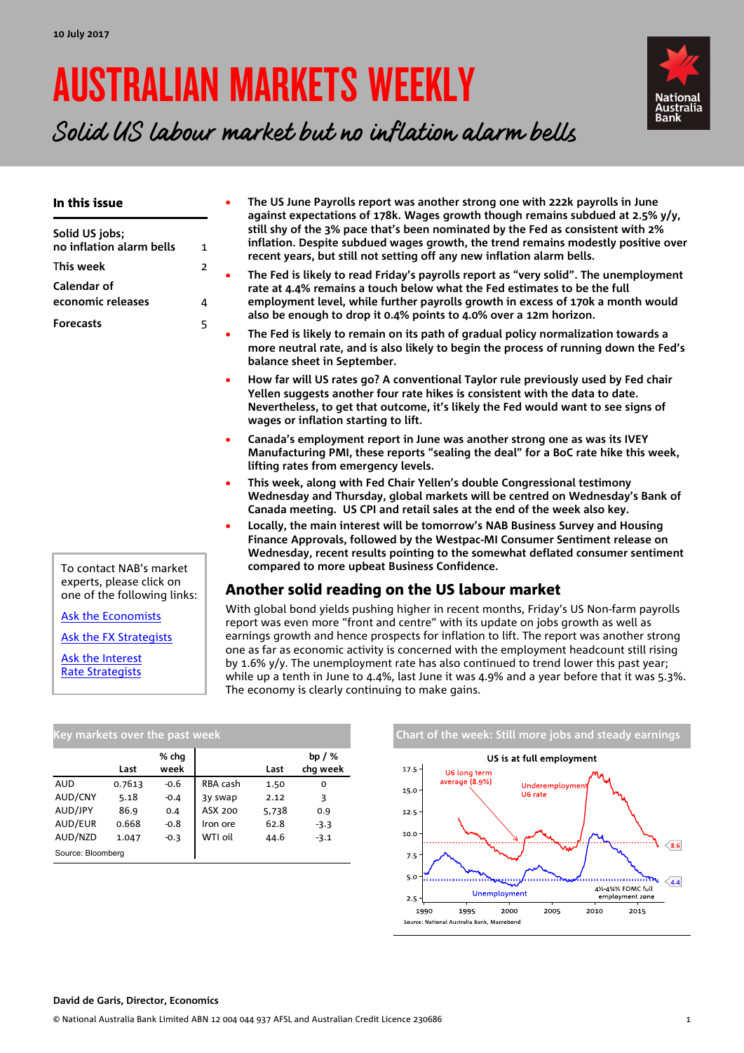10 July 2017

# AUSTRALIAN MARKETS WEEKLY

*Solid US labour market but no inflation alarm bells*

### In this issue

| | |
|---|---|
| Solid US jobs; no inflation alarm bells | 1 |
| This week | 2 |
| Calendar of economic releases | 4 |
| Forecasts | 5 |

- **The US June Payrolls report was another strong one with 222k payrolls in June against expectations of 178k. Wages growth though remains subdued at 2.5% y/y, still shy of the 3% pace that's been nominated by the Fed as consistent with 2% inflation. Despite subdued wages growth, the trend remains modestly positive over recent years, but still not setting off any new inflation alarm bells.**
- **The Fed is likely to read Friday's payrolls report as "very solid". The unemployment rate at 4.4% remains a touch below what the Fed estimates to be the full employment level, while further payrolls growth in excess of 170k a month would also be enough to drop it 0.4% points to 4.0% over a 12m horizon.**
- **The Fed is likely to remain on its path of gradual policy normalization towards a more neutral rate, and is also likely to begin the process of running down the Fed's balance sheet in September.**
- **How far will US rates go? A conventional Taylor rule previously used by Fed chair Yellen suggests another four rate hikes is consistent with the data to date. Nevertheless, to get that outcome, it's likely the Fed would want to see signs of wages or inflation starting to lift.**
- **Canada's employment report in June was another strong one as was its IVEY Manufacturing PMI, these reports "sealing the deal" for a BoC rate hike this week, lifting rates from emergency levels.**
- **This week, along with Fed Chair Yellen's double Congressional testimony Wednesday and Thursday, global markets will be centred on Wednesday's Bank of Canada meeting. US CPI and retail sales at the end of the week also key.**
- **Locally, the main interest will be tomorrow's NAB Business Survey and Housing Finance Approvals, followed by the Westpac-MI Consumer Sentiment release on Wednesday, recent results pointing to the somewhat deflated consumer sentiment compared to more upbeat Business Confidence.**

## Another solid reading on the US labour market

With global bond yields pushing higher in recent months, Friday's US Non-farm payrolls report was even more "front and centre" with its update on jobs growth as well as earnings growth and hence prospects for inflation to lift. The report was another strong one as far as economic activity is concerned with the employment headcount still rising by 1.6% y/y. The unemployment rate has also continued to trend lower this past year; while up a tenth in June to 4.4%, last June it was 4.9% and a year before that it was 5.3%. The economy is clearly continuing to make gains.

To contact NAB's market experts, please click on one of the following links:

[Ask the Economists]

[Ask the FX Strategists]

[Ask the Interest Rate Strategists]

### Key markets over the past week

| | Last | % chg week | | Last | bp / % chg week |
|---|---|---|---|---|---|
| AUD | 0.7613 | -0.6 | RBA cash | 1.50 | 0 |
| AUD/CNY | 5.18 | -0.4 | 3y swap | 2.12 | 3 |
| AUD/JPY | 86.9 | 0.4 | ASX 200 | 5,738 | 0.9 |
| AUD/EUR | 0.668 | -0.8 | Iron ore | 62.8 | -3.3 |
| AUD/NZD | 1.047 | -0.3 | WTI oil | 44.6 | -3.1 |

Source: Bloomberg

### Chart of the week: Still more jobs and steady earnings

US is at full employment

Source: National Australia Bank, Macrobond

**David de Garis, Director, Economics**

© National Australia Bank Limited ABN 12 004 044 937 AFSL and Australian Credit Licence 230686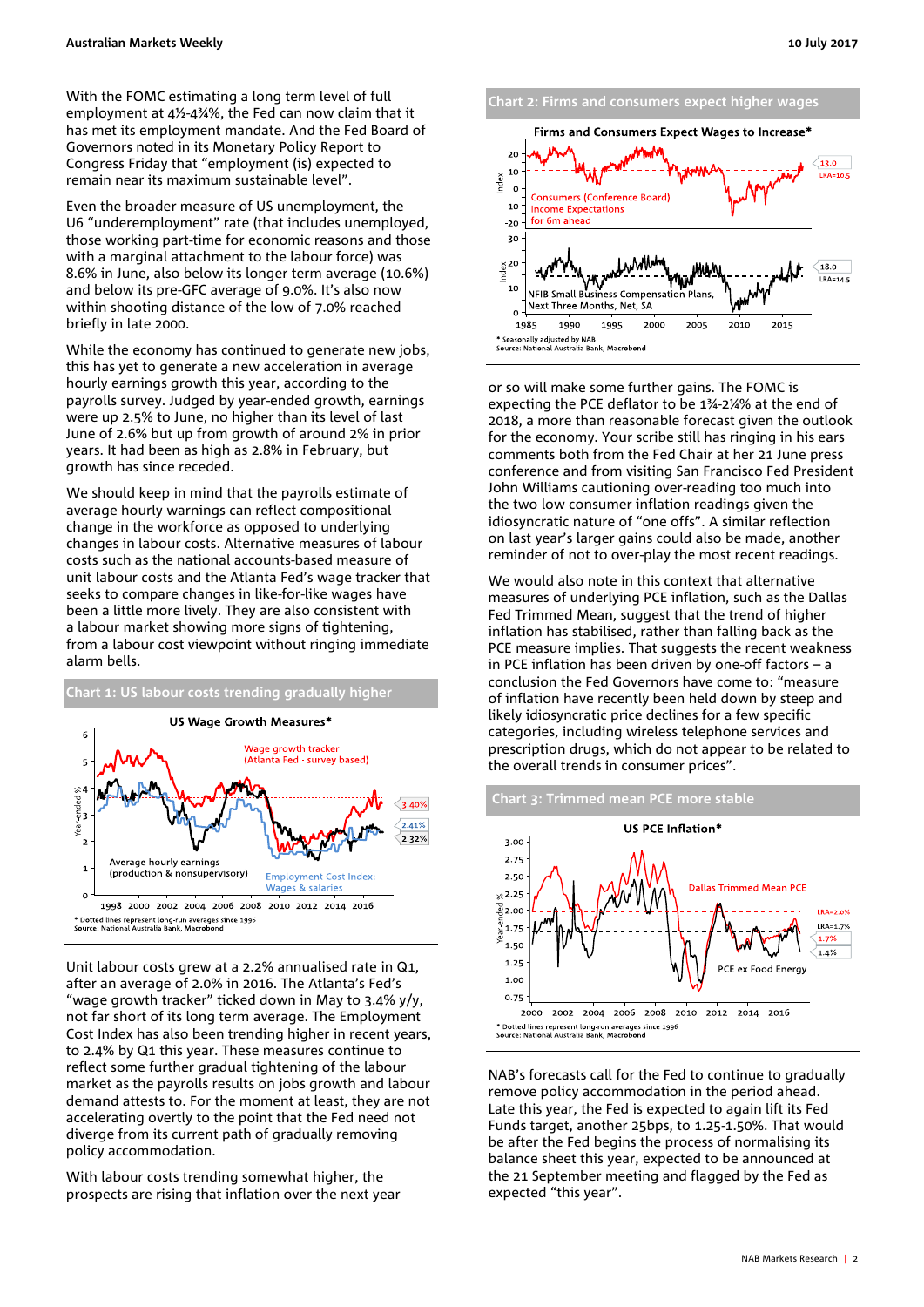With the FOMC estimating a long term level of full employment at 4½-4¾%, the Fed can now claim that it has met its employment mandate. And the Fed Board of Governors noted in its Monetary Policy Report to Congress Friday that "employment (is) expected to remain near its maximum sustainable level".

Even the broader measure of US unemployment, the U6 "underemployment" rate (that includes unemployed, those working part-time for economic reasons and those with a marginal attachment to the labour force) was 8.6% in June, also below its longer term average (10.6%) and below its pre-GFC average of 9.0%. It's also now within shooting distance of the low of 7.0% reached briefly in late 2000.

While the economy has continued to generate new jobs, this has yet to generate a new acceleration in average hourly earnings growth this year, according to the payrolls survey. Judged by year-ended growth, earnings were up 2.5% to June, no higher than its level of last June of 2.6% but up from growth of around 2% in prior years. It had been as high as 2.8% in February, but growth has since receded.

We should keep in mind that the payrolls estimate of average hourly warnings can reflect compositional change in the workforce as opposed to underlying changes in labour costs. Alternative measures of labour costs such as the national accounts-based measure of unit labour costs and the Atlanta Fed's wage tracker that seeks to compare changes in like-for-like wages have been a little more lively. They are also consistent with a labour market showing more signs of tightening, from a labour cost viewpoint without ringing immediate alarm bells.

**Chart 1: US labour costs trending gradually higher**

US Wage Growth Measures*

* Dotted lines represent long-run averages since 1996
Source: National Australia Bank, Macrobond

Unit labour costs grew at a 2.2% annualised rate in Q1, after an average of 2.0% in 2016. The Atlanta's Fed's "wage growth tracker" ticked down in May to 3.4% y/y, not far short of its long term average. The Employment Cost Index has also been trending higher in recent years, to 2.4% by Q1 this year. These measures continue to reflect some further gradual tightening of the labour market as the payrolls results on jobs growth and labour demand attests to. For the moment at least, they are not accelerating overtly to the point that the Fed need not diverge from its current path of gradually removing policy accommodation.

With labour costs trending somewhat higher, the prospects are rising that inflation over the next year

**Chart 2: Firms and consumers expect higher wages**

Firms and Consumers Expect Wages to Increase*

* Seasonally adjusted by NAB
Source: National Australia Bank, Macrobond

or so will make some further gains. The FOMC is expecting the PCE deflator to be 1¾-2¼% at the end of 2018, a more than reasonable forecast given the outlook for the economy. Your scribe still has ringing in his ears comments both from the Fed Chair at her 21 June press conference and from visiting San Francisco Fed President John Williams cautioning over-reading too much into the two low consumer inflation readings given the idiosyncratic nature of "one offs". A similar reflection on last year's larger gains could also be made, another reminder of not to over-play the most recent readings.

We would also note in this context that alternative measures of underlying PCE inflation, such as the Dallas Fed Trimmed Mean, suggest that the trend of higher inflation has stabilised, rather than falling back as the PCE measure implies. That suggests the recent weakness in PCE inflation has been driven by one-off factors – a conclusion the Fed Governors have come to: "measure of inflation have recently been held down by steep and likely idiosyncratic price declines for a few specific categories, including wireless telephone services and prescription drugs, which do not appear to be related to the overall trends in consumer prices".

**Chart 3: Trimmed mean PCE more stable**

US PCE Inflation*

* Dotted lines represent long-run averages since 1996
Source: National Australia Bank, Macrobond

NAB's forecasts call for the Fed to continue to gradually remove policy accommodation in the period ahead. Late this year, the Fed is expected to again lift its Fed Funds target, another 25bps, to 1.25-1.50%. That would be after the Fed begins the process of normalising its balance sheet this year, expected to be announced at the 21 September meeting and flagged by the Fed as expected "this year".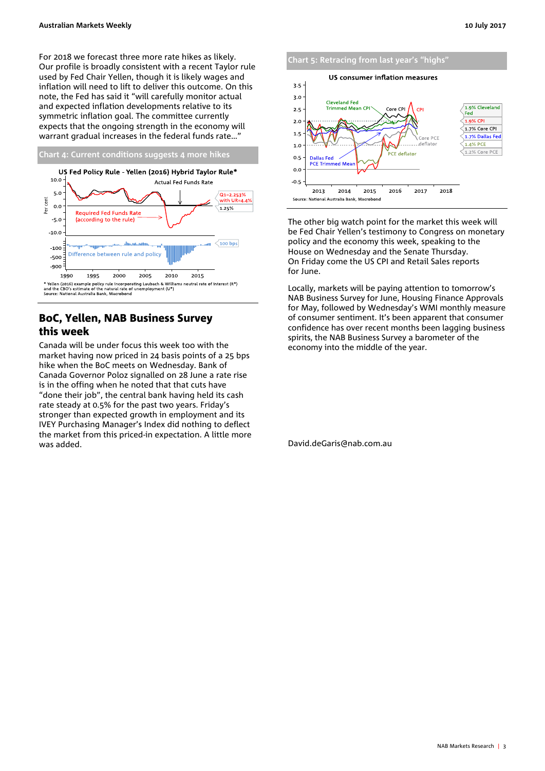For 2018 we forecast three more rate hikes as likely. Our profile is broadly consistent with a recent Taylor rule used by Fed Chair Yellen, though it is likely wages and inflation will need to lift to deliver this outcome. On this note, the Fed has said it "will carefully monitor actual and expected inflation developments relative to its symmetric inflation goal. The committee currently expects that the ongoing strength in the economy will warrant gradual increases in the federal funds rate…"

**Chart 4: Current conditions suggests 4 more hikes**

US Fed Policy Rule - Yellen (2016) Hybrid Taylor Rule*

* Yellen (2016) example policy rule incorporating Laubach & Williams neutral rate of interest (R*) and the CBO's estimate of the natural rate of unemployment (U*)
Source: National Australia Bank, Macrobond

## BoC, Yellen, NAB Business Survey this week

Canada will be under focus this week too with the market having now priced in 24 basis points of a 25 bps hike when the BoC meets on Wednesday. Bank of Canada Governor Poloz signalled on 28 June a rate rise is in the offing when he noted that that cuts have "done their job", the central bank having held its cash rate steady at 0.5% for the past two years. Friday's stronger than expected growth in employment and its IVEY Purchasing Manager's Index did nothing to deflect the market from this priced-in expectation. A little more was added.

**Chart 5: Retracing from last year's "highs"**

US consumer inflation measures

Source: National Australia Bank, Macrobond

The other big watch point for the market this week will be Fed Chair Yellen's testimony to Congress on monetary policy and the economy this week, speaking to the House on Wednesday and the Senate Thursday.
On Friday come the US CPI and Retail Sales reports for June.

Locally, markets will be paying attention to tomorrow's NAB Business Survey for June, Housing Finance Approvals for May, followed by Wednesday's WMI monthly measure of consumer sentiment. It's been apparent that consumer confidence has over recent months been lagging business spirits, the NAB Business Survey a barometer of the economy into the middle of the year.

David.deGaris@nab.com.au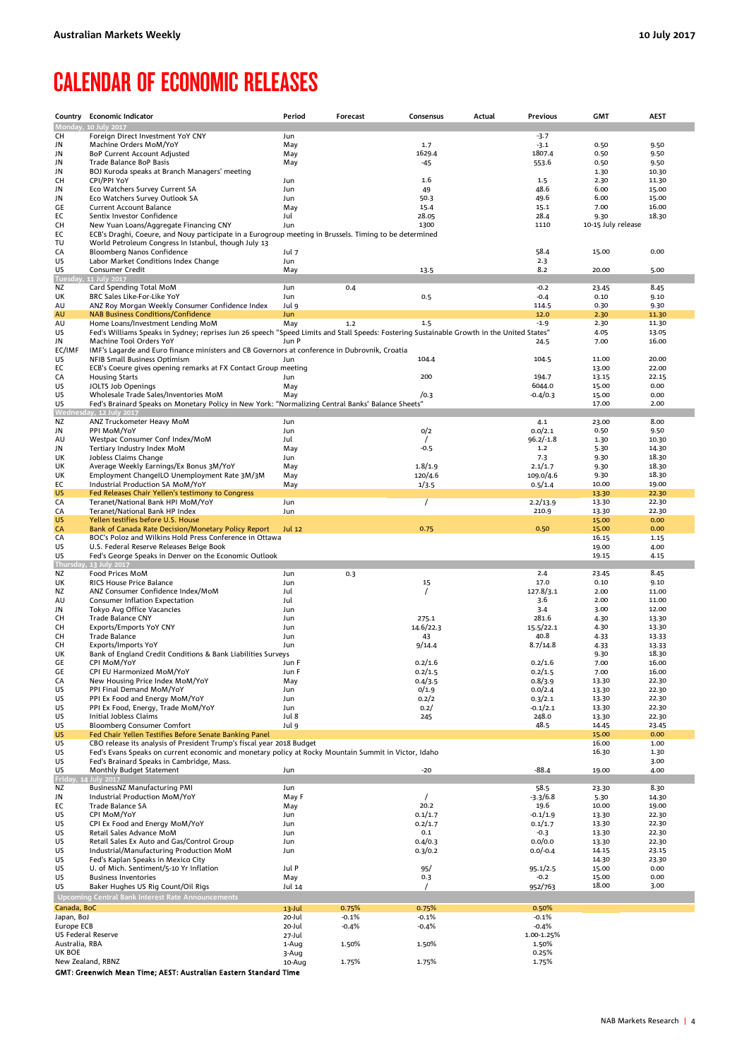# CALENDAR OF ECONOMIC RELEASES

| Country | Economic Indicator | Period | Forecast | Consensus | Actual | Previous | GMT | AEST |
|---|---|---|---|---|---|---|---|---|
| **Monday, 10 July 2017** | | | | | | | | |
| CH | Foreign Direct Investment YoY CNY | Jun | | | | -3.7 | | |
| JN | Machine Orders MoM/YoY | May | | 1.7 | | -3.1 | 0.50 | 9.50 |
| JN | BoP Current Account Adjusted | May | | 1629.4 | | 1807.4 | 0.50 | 9.50 |
| JN | Trade Balance BoP Basis | May | | -45 | | 553.6 | 0.50 | 9.50 |
| JN | BOJ Kuroda speaks at Branch Managers' meeting | | | | | | 1.30 | 10.30 |
| CH | CPI/PPI YoY | Jun | | 1.6 | | 1.5 | 2.30 | 11.30 |
| JN | Eco Watchers Survey Current SA | Jun | | 49 | | 48.6 | 6.00 | 15.00 |
| JN | Eco Watchers Survey Outlook SA | Jun | | 50.3 | | 49.6 | 6.00 | 15.00 |
| GE | Current Account Balance | May | | 15.4 | | 15.1 | 7.00 | 16.00 |
| EC | Sentix Investor Confidence | Jul | | 28.05 | | 28.4 | 9.30 | 18.30 |
| CH | New Yuan Loans/Aggregate Financing CNY | Jun | | 1300 | | 1110 | 10-15 July release | |
| EC | ECB's Draghi, Coeure, and Nouy participate in a Eurogroup meeting in Brussels. Timing to be determined | | | | | | | |
| TU | World Petroleum Congress In Istanbul, though July 13 | | | | | | | |
| CA | Bloomberg Nanos Confidence | Jul 7 | | | | 58.4 | 15.00 | 0.00 |
| US | Labor Market Conditions Index Change | Jun | | | | 2.3 | | |
| US | Consumer Credit | May | | 13.5 | | 8.2 | 20.00 | 5.00 |
| **Tuesday, 11 July 2017** | | | | | | | | |
| NZ | Card Spending Total MoM | Jun | 0.4 | | | -0.2 | 23.45 | 8.45 |
| UK | BRC Sales Like-For-Like YoY | Jun | | 0.5 | | -0.4 | 0.10 | 9.10 |
| AU | ANZ Roy Morgan Weekly Consumer Confidence Index | Jul 9 | | | | 114.5 | 0.30 | 9.30 |
| AU | NAB Business Conditions/Confidence | Jun | | | | 12.0 | 2.30 | 11.30 |
| AU | Home Loans/Investment Lending MoM | May | 1.2 | 1.5 | | -1.9 | 2.30 | 11.30 |
| US | Fed's Williams Speaks in Sydney; reprises Jun 26 speech "Speed Limits and Stall Speeds: Fostering Sustainable Growth in the United States" | | | | | | 4.05 | 13.05 |
| JN | Machine Tool Orders YoY | Jun P | | | | 24.5 | 7.00 | 16.00 |
| EC/IMF | IMF's Lagarde and Euro finance ministers and CB Governors at conference in Dubrovnik, Croatia | | | | | | | |
| US | NFIB Small Business Optimism | Jun | | 104.4 | | 104.5 | 11.00 | 20.00 |
| EC | ECB's Coeure gives opening remarks at FX Contact Group meeting | | | | | | 13.00 | 22.00 |
| CA | Housing Starts | Jun | | 200 | | 194.7 | 13.15 | 22.15 |
| US | JOLTS Job Openings | May | | | | 6044.0 | 15.00 | 0.00 |
| US | Wholesale Trade Sales/Inventories MoM | May | | /0.3 | | -0.4/0.3 | 15.00 | 0.00 |
| US | Fed's Brainard Speaks on Monetary Policy in New York: "Normalizing Central Banks' Balance Sheets" | | | | | | 17.00 | 2.00 |
| **Wednesday, 12 July 2017** | | | | | | | | |
| NZ | ANZ Truckometer Heavy MoM | Jun | | | | 4.1 | 23.00 | 8.00 |
| JN | PPI MoM/YoY | Jun | | 0/2 | | 0.0/2.1 | 0.50 | 9.50 |
| AU | Westpac Consumer Conf Index/MoM | Jul | | / | | 96.2/-1.8 | 1.30 | 10.30 |
| JN | Tertiary Industry Index MoM | May | | -0.5 | | 1.2 | 5.30 | 14.30 |
| UK | Jobless Claims Change | Jun | | | | 7.3 | 9.30 | 18.30 |
| UK | Average Weekly Earnings/Ex Bonus 3M/YoY | May | | 1.8/1.9 | | 2.1/1.7 | 9.30 | 18.30 |
| UK | Employment ChangeILO Unemployment Rate 3M/3M | May | | 120/4.6 | | 109.0/4.6 | 9.30 | 18.30 |
| EC | Industrial Production SA MoM/YoY | May | | 1/3.5 | | 0.5/1.4 | 10.00 | 19.00 |
| US | Fed Releases Chair Yellen's testimony to Congress | | | | | | 13.30 | 22.30 |
| CA | Teranet/National Bank HPI MoM/YoY | Jun | | / | | 2.2/13.9 | 13.30 | 22.30 |
| CA | Teranet/National Bank HP Index | Jun | | | | 210.9 | 13.30 | 22.30 |
| US | Yellen testifies before U.S. House | | | | | | 15.00 | 0.00 |
| CA | Bank of Canada Rate Decision/Monetary Policy Report | Jul 12 | | 0.75 | | 0.50 | 15.00 | 0.00 |
| CA | BOC's Poloz and Wilkins Hold Press Conference in Ottawa | | | | | | 16.15 | 1.15 |
| US | U.S. Federal Reserve Releases Beige Book | | | | | | 19.00 | 4.00 |
| US | Fed's George Speaks in Denver on the Economic Outlook | | | | | | 19.15 | 4.15 |
| **Thursday, 13 July 2017** | | | | | | | | |
| NZ | Food Prices MoM | Jun | 0.3 | | | 2.4 | 23.45 | 8.45 |
| UK | RICS House Price Balance | Jun | | 15 | | 17.0 | 0.10 | 9.10 |
| NZ | ANZ Consumer Confidence Index/MoM | Jul | | / | | 127.8/3.1 | 2.00 | 11.00 |
| AU | Consumer Inflation Expectation | Jul | | | | 3.6 | 2.00 | 11.00 |
| JN | Tokyo Avg Office Vacancies | Jun | | | | 3.4 | 3.00 | 12.00 |
| CH | Trade Balance CNY | Jun | | 275.1 | | 281.6 | 4.30 | 13.30 |
| CH | Exports/Emports YoY CNY | Jun | | 14.6/22.3 | | 15.5/22.1 | 4.30 | 13.30 |
| CH | Trade Balance | Jun | | 43 | | 40.8 | 4.33 | 13.33 |
| CH | Exports/Imports YoY | Jun | | 9/14.4 | | 8.7/14.8 | 4.33 | 13.33 |
| UK | Bank of England Credit Conditions & Bank Liabilities Surveys | | | | | | 9.30 | 18.30 |
| GE | CPI MoM/YoY | Jun F | | 0.2/1.6 | | 0.2/1.6 | 7.00 | 16.00 |
| GE | CPI EU Harmonized MoM/YoY | Jun F | | 0.2/1.5 | | 0.2/1.5 | 7.00 | 16.00 |
| CA | New Housing Price Index MoM/YoY | May | | 0.4/3.5 | | 0.8/3.9 | 13.30 | 22.30 |
| US | PPI Final Demand MoM/YoY | Jun | | 0/1.9 | | 0.0/2.4 | 13.30 | 22.30 |
| US | PPI Ex Food and Energy MoM/YoY | Jun | | 0.2/2 | | 0.3/2.1 | 13.30 | 22.30 |
| US | PPI Ex Food, Energy, Trade MoM/YoY | Jun | | 0.2/ | | -0.1/2.1 | 13.30 | 22.30 |
| US | Initial Jobless Claims | Jul 8 | | 245 | | 248.0 | 13.30 | 22.30 |
| US | Bloomberg Consumer Comfort | Jul 9 | | | | 48.5 | 14.45 | 23.45 |
| US | Fed Chair Yellen Testifies Before Senate Banking Panel | | | | | | 15.00 | 0.00 |
| US | CBO release its analysis of President Trump's fiscal year 2018 Budget | | | | | | 16.00 | 1.00 |
| US | Fed's Evans Speaks on current economic and monetary policy at Rocky Mountain Summit in Victor, Idaho | | | | | | 16.30 | 1.30 |
| US | Fed's Brainard Speaks in Cambridge, Mass. | | | | | | | 3.00 |
| US | Monthly Budget Statement | Jun | | -20 | | -88.4 | 19.00 | 4.00 |
| **Friday, 14 July 2017** | | | | | | | | |
| NZ | BusinessNZ Manufacturing PMI | Jun | | | | 58.5 | 23.30 | 8.30 |
| JN | Industrial Production MoM/YoY | May F | | / | | -3.3/6.8 | 5.30 | 14.30 |
| EC | Trade Balance SA | May | | 20.2 | | 19.6 | 10.00 | 19.00 |
| US | CPI MoM/YoY | Jun | | 0.1/1.7 | | -0.1/1.9 | 13.30 | 22.30 |
| US | CPI Ex Food and Energy MoM/YoY | Jun | | 0.2/1.7 | | 0.1/1.7 | 13.30 | 22.30 |
| US | Retail Sales Advance MoM | Jun | | 0.1 | | -0.3 | 13.30 | 22.30 |
| US | Retail Sales Ex Auto and Gas/Control Group | Jun | | 0.4/0.3 | | 0.0/0.0 | 13.30 | 22.30 |
| US | Industrial/Manufacturing Production MoM | Jun | | 0.3/0.2 | | 0.0/-0.4 | 14.15 | 23.15 |
| US | Fed's Kaplan Speaks in Mexico City | | | | | | 14.30 | 23.30 |
| US | U. of Mich. Sentiment/5-10 Yr Inflation | Jul P | | 95/ | | 95.1/2.5 | 15.00 | 0.00 |
| US | Business Inventories | May | | 0.3 | | -0.2 | 15.00 | 0.00 |
| US | Baker Hughes US Rig Count/Oil Rigs | Jul 14 | | / | | 952/763 | 18.00 | 3.00 |
| **Upcoming Central Bank Interest Rate Announcements** | | | | | | | | |
| Canada, BoC | | 13-Jul | 0.75% | 0.75% | | 0.50% | | |
| Japan, BoJ | | 20-Jul | -0.1% | -0.1% | | -0.1% | | |
| Europe ECB | | 20-Jul | -0.4% | -0.4% | | -0.4% | | |
| US Federal Reserve | | 27-Jul | | | | 1.00-1.25% | | |
| Australia, RBA | | 1-Aug | 1.50% | 1.50% | | 1.50% | | |
| UK BOE | | 3-Aug | | | | 0.25% | | |
| New Zealand, RBNZ | | 10-Aug | 1.75% | 1.75% | | 1.75% | | |

**GMT: Greenwich Mean Time; AEST: Australian Eastern Standard Time**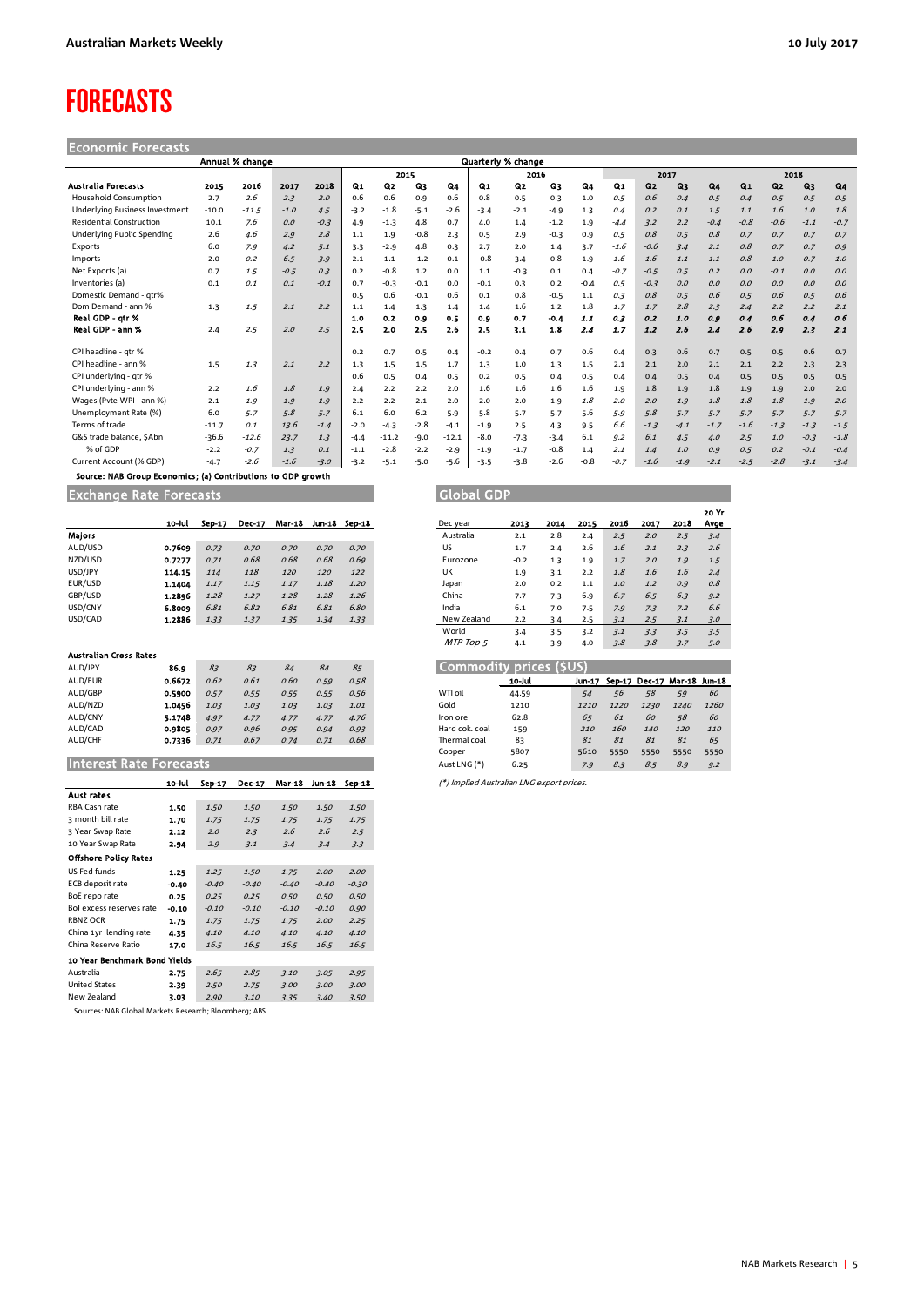# FORECASTS

## Economic Forecasts

| Australia Forecasts | Annual % change | | | | Quarterly % change | | | | | | | | | | | | | | | |
|---|---|---|---|---|---|---|---|---|---|---|---|---|---|---|---|---|---|---|---|---|
| | | | | | 2015 | | | | 2016 | | | | 2017 | | | | 2018 | | | |
| | 2015 | 2016 | 2017 | 2018 | Q1 | Q2 | Q3 | Q4 | Q1 | Q2 | Q3 | Q4 | Q1 | Q2 | Q3 | Q4 | Q1 | Q2 | Q3 | Q4 |
| Household Consumption | 2.7 | 2.6 | 2.3 | 2.0 | 0.6 | 0.6 | 0.9 | 0.6 | 0.8 | 0.5 | 0.3 | 1.0 | 0.5 | 0.6 | 0.4 | 0.5 | 0.4 | 0.5 | 0.5 | 0.5 |
| Underlying Business Investment | -10.0 | -11.5 | -1.0 | 4.5 | -3.2 | -1.8 | -5.1 | -2.6 | -3.4 | -2.1 | -4.9 | 1.3 | 0.4 | 0.2 | 0.1 | 1.5 | 1.1 | 1.6 | 1.0 | 1.8 |
| Residential Construction | 10.1 | 7.6 | 0.0 | -0.3 | 4.9 | -1.3 | 4.8 | 0.7 | 4.0 | 1.4 | -1.2 | 1.9 | -4.4 | 3.2 | 2.2 | -0.4 | -0.8 | -0.6 | -1.1 | -0.7 |
| Underlying Public Spending | 2.6 | 4.6 | 2.9 | 2.8 | 1.1 | 1.9 | -0.8 | 2.3 | 0.5 | 2.9 | -0.3 | 0.9 | 0.5 | 0.8 | 0.5 | 0.8 | 0.7 | 0.7 | 0.7 | 0.7 |
| Exports | 6.0 | 7.9 | 4.2 | 5.1 | 3.3 | -2.9 | 4.8 | 0.3 | 2.7 | 2.0 | 1.4 | 3.7 | -1.6 | -0.6 | 3.4 | 2.1 | 0.8 | 0.7 | 0.7 | 0.9 |
| Imports | 2.0 | 0.2 | 6.5 | 3.9 | 2.1 | 1.1 | -1.2 | 0.1 | -0.8 | 3.4 | 0.8 | 1.9 | 1.6 | 1.6 | 1.1 | 1.1 | 0.8 | 1.0 | 0.7 | 1.0 |
| Net Exports (a) | 0.7 | 1.5 | -0.5 | 0.3 | 0.2 | -0.8 | 1.2 | 0.0 | 1.1 | -0.3 | 0.1 | 0.4 | -0.7 | -0.5 | 0.5 | 0.2 | 0.0 | -0.1 | 0.0 | 0.0 |
| Inventories (a) | 0.1 | 0.1 | 0.1 | -0.1 | 0.7 | -0.3 | -0.1 | 0.0 | -0.1 | 0.3 | 0.2 | -0.4 | 0.5 | -0.3 | 0.0 | 0.0 | 0.0 | 0.0 | 0.0 | 0.0 |
| Domestic Demand - qtr% | | | | | 0.5 | 0.6 | -0.1 | 0.6 | 0.1 | 0.8 | -0.5 | 1.1 | 0.3 | 0.8 | 0.5 | 0.6 | 0.5 | 0.6 | 0.5 | 0.6 |
| Dom Demand - ann % | 1.3 | 1.5 | 2.1 | 2.2 | 1.1 | 1.4 | 1.3 | 1.4 | 1.4 | 1.6 | 1.2 | 1.8 | 1.7 | 1.7 | 2.8 | 2.3 | 2.4 | 2.2 | 2.2 | 2.1 |
| **Real GDP - qtr %** | | | | | **1.0** | **0.2** | **0.9** | **0.5** | **0.9** | **0.7** | **-0.4** | **1.1** | **0.3** | **0.2** | **1.0** | **0.9** | **0.4** | **0.6** | **0.4** | **0.6** |
| **Real GDP - ann %** | **2.4** | **2.5** | **2.0** | **2.5** | **2.5** | **2.0** | **2.5** | **2.6** | **2.5** | **3.1** | **1.8** | **2.4** | **1.7** | **1.2** | **2.6** | **2.4** | **2.6** | **2.9** | **2.3** | **2.1** |
| CPI headline - qtr % | | | | | 0.2 | 0.7 | 0.5 | 0.4 | -0.2 | 0.4 | 0.7 | 0.6 | 0.4 | 0.3 | 0.6 | 0.7 | 0.5 | 0.5 | 0.6 | 0.7 |
| CPI headline - ann % | 1.5 | 1.3 | 2.1 | 2.2 | 1.3 | 1.5 | 1.5 | 1.7 | 1.3 | 1.0 | 1.3 | 1.5 | 2.1 | 2.1 | 2.0 | 2.1 | 2.1 | 2.2 | 2.3 | 2.3 |
| CPI underlying - qtr % | | | | | 0.6 | 0.5 | 0.4 | 0.5 | 0.2 | 0.5 | 0.4 | 0.5 | 0.4 | 0.4 | 0.5 | 0.4 | 0.5 | 0.5 | 0.5 | 0.5 |
| CPI underlying - ann % | 2.2 | 1.6 | 1.8 | 1.9 | 2.4 | 2.2 | 2.2 | 2.0 | 1.6 | 1.6 | 1.6 | 1.6 | 1.9 | 1.8 | 1.9 | 1.8 | 1.9 | 1.9 | 2.0 | 2.0 |
| Wages (Pvte WPI - ann %) | 2.1 | 1.9 | 1.9 | 1.9 | 2.2 | 2.2 | 2.1 | 2.0 | 2.0 | 2.0 | 1.9 | 1.8 | 2.0 | 2.0 | 1.9 | 1.8 | 1.8 | 1.8 | 1.9 | 2.0 |
| Unemployment Rate (%) | 6.0 | 5.7 | 5.8 | 5.7 | 6.1 | 6.0 | 6.2 | 5.9 | 5.8 | 5.7 | 5.7 | 5.6 | 5.9 | 5.8 | 5.7 | 5.7 | 5.7 | 5.7 | 5.7 | 5.7 |
| Terms of trade | -11.7 | 0.1 | 13.6 | -1.4 | -2.0 | -4.3 | -2.8 | -4.1 | -1.9 | 2.5 | 4.3 | 9.5 | 6.6 | -1.3 | -4.1 | -1.7 | -1.6 | -1.3 | -1.3 | -1.5 |
| G&S trade balance, $Abn | -36.6 | -12.6 | 23.7 | 1.3 | -4.4 | -11.2 | -9.0 | -12.1 | -8.0 | -7.3 | -3.4 | 6.1 | 9.2 | 6.1 | 4.5 | 4.0 | 2.5 | 1.0 | -0.3 | -1.8 |
| % of GDP | -2.2 | -0.7 | 1.3 | 0.1 | -1.1 | -2.8 | -2.2 | -2.9 | -1.9 | -1.7 | -0.8 | 1.4 | 2.1 | 1.4 | 1.0 | 0.9 | 0.5 | 0.2 | -0.1 | -0.4 |
| Current Account (% GDP) | -4.7 | -2.6 | -1.6 | -3.0 | -3.2 | -5.1 | -5.0 | -5.6 | -3.5 | -3.8 | -2.6 | -0.8 | -0.7 | -1.6 | -1.9 | -2.1 | -2.5 | -2.8 | -3.1 | -3.4 |

Source: NAB Group Economics; (a) Contributions to GDP growth

## Exchange Rate Forecasts

| | 10-Jul | Sep-17 | Dec-17 | Mar-18 | Jun-18 | Sep-18 |
|---|---|---|---|---|---|---|
| **Majors** | | | | | | |
| AUD/USD | **0.7609** | 0.73 | 0.70 | 0.70 | 0.70 | 0.70 |
| NZD/USD | **0.7277** | 0.71 | 0.68 | 0.68 | 0.68 | 0.69 |
| USD/JPY | **114.15** | 114 | 118 | 120 | 120 | 122 |
| EUR/USD | **1.1404** | 1.17 | 1.15 | 1.17 | 1.18 | 1.20 |
| GBP/USD | **1.2896** | 1.28 | 1.27 | 1.28 | 1.28 | 1.26 |
| USD/CNY | **6.8009** | 6.81 | 6.82 | 6.81 | 6.81 | 6.80 |
| USD/CAD | **1.2886** | 1.33 | 1.37 | 1.35 | 1.34 | 1.33 |
| **Australian Cross Rates** | | | | | | |
| AUD/JPY | **86.9** | 83 | 83 | 84 | 84 | 85 |
| AUD/EUR | **0.6672** | 0.62 | 0.61 | 0.60 | 0.59 | 0.58 |
| AUD/GBP | **0.5900** | 0.57 | 0.55 | 0.55 | 0.55 | 0.56 |
| AUD/NZD | **1.0456** | 1.03 | 1.03 | 1.03 | 1.03 | 1.01 |
| AUD/CNY | **5.1748** | 4.97 | 4.77 | 4.77 | 4.77 | 4.76 |
| AUD/CAD | **0.9805** | 0.97 | 0.96 | 0.95 | 0.94 | 0.93 |
| AUD/CHF | **0.7336** | 0.71 | 0.67 | 0.74 | 0.71 | 0.68 |

## Interest Rate Forecasts

| | 10-Jul | Sep-17 | Dec-17 | Mar-18 | Jun-18 | Sep-18 |
|---|---|---|---|---|---|---|
| **Aust rates** | | | | | | |
| RBA Cash rate | **1.50** | 1.50 | 1.50 | 1.50 | 1.50 | 1.50 |
| 3 month bill rate | **1.70** | 1.75 | 1.75 | 1.75 | 1.75 | 1.75 |
| 3 Year Swap Rate | **2.12** | 2.0 | 2.3 | 2.6 | 2.6 | 2.5 |
| 10 Year Swap Rate | **2.94** | 2.9 | 3.1 | 3.4 | 3.4 | 3.3 |
| **Offshore Policy Rates** | | | | | | |
| US Fed funds | **1.25** | 1.25 | 1.50 | 1.75 | 2.00 | 2.00 |
| ECB deposit rate | **-0.40** | -0.40 | -0.40 | -0.40 | -0.40 | -0.30 |
| BoE repo rate | **0.25** | 0.25 | 0.25 | 0.50 | 0.50 | 0.50 |
| BoJ excess reserves rate | **-0.10** | -0.10 | -0.10 | -0.10 | -0.10 | 0.90 |
| RBNZ OCR | **1.75** | 1.75 | 1.75 | 1.75 | 2.00 | 2.25 |
| China 1yr lending rate | **4.35** | 4.10 | 4.10 | 4.10 | 4.10 | 4.10 |
| China Reserve Ratio | **17.0** | 16.5 | 16.5 | 16.5 | 16.5 | 16.5 |
| **10 Year Benchmark Bond Yields** | | | | | | |
| Australia | **2.75** | 2.65 | 2.85 | 3.10 | 3.05 | 2.95 |
| United States | **2.39** | 2.50 | 2.75 | 3.00 | 3.00 | 3.00 |
| New Zealand | **3.03** | 2.90 | 3.10 | 3.35 | 3.40 | 3.50 |

Sources: NAB Global Markets Research; Bloomberg; ABS

## Global GDP

| Dec year | 2013 | 2014 | 2015 | 2016 | 2017 | 2018 | 20 Yr Avge |
|---|---|---|---|---|---|---|---|
| Australia | 2.1 | 2.8 | 2.4 | 2.5 | 2.0 | 2.5 | 3.4 |
| US | 1.7 | 2.4 | 2.6 | 1.6 | 2.1 | 2.3 | 2.6 |
| Eurozone | -0.2 | 1.3 | 1.9 | 1.7 | 2.0 | 1.9 | 1.5 |
| UK | 1.9 | 3.1 | 2.2 | 1.8 | 1.6 | 1.6 | 2.4 |
| Japan | 2.0 | 0.2 | 1.1 | 1.0 | 1.2 | 0.9 | 0.8 |
| China | 7.7 | 7.3 | 6.9 | 6.7 | 6.5 | 6.3 | 9.2 |
| India | 6.1 | 7.0 | 7.5 | 7.9 | 7.3 | 7.2 | 6.6 |
| New Zealand | 2.2 | 3.4 | 2.5 | 3.1 | 2.5 | 3.1 | 3.0 |
| World | 3.4 | 3.5 | 3.2 | 3.1 | 3.3 | 3.5 | 3.5 |
| *MTP Top 5* | 4.1 | 3.9 | 4.0 | 3.8 | 3.8 | 3.7 | 5.0 |

## Commodity prices ($US)

| | 10-Jul | Jun-17 | Sep-17 | Dec-17 | Mar-18 | Jun-18 |
|---|---|---|---|---|---|---|
| WTI oil | 44.59 | 54 | 56 | 58 | 59 | 60 |
| Gold | 1210 | 1210 | 1220 | 1230 | 1240 | 1260 |
| Iron ore | 62.8 | 65 | 61 | 60 | 58 | 60 |
| Hard cok. coal | 159 | 210 | 160 | 140 | 120 | 110 |
| Thermal coal | 83 | 81 | 81 | 81 | 81 | 65 |
| Copper | 5807 | 5610 | 5550 | 5550 | 5550 | 5550 |
| Aust LNG (*) | 6.25 | 7.9 | 8.3 | 8.5 | 8.9 | 9.2 |

(*) Implied Australian LNG export prices.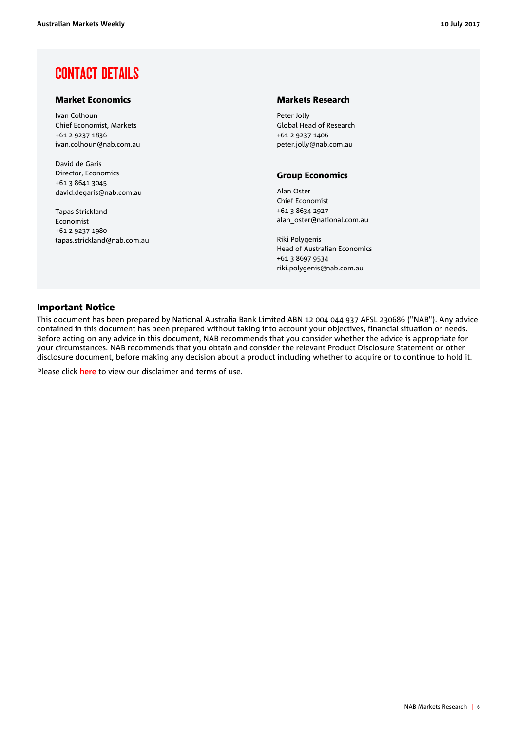# CONTACT DETAILS

## Market Economics

Ivan Colhoun
Chief Economist, Markets
+61 2 9237 1836
ivan.colhoun@nab.com.au

David de Garis
Director, Economics
+61 3 8641 3045
david.degaris@nab.com.au

Tapas Strickland
Economist
+61 2 9237 1980
tapas.strickland@nab.com.au

## Markets Research

Peter Jolly
Global Head of Research
+61 2 9237 1406
peter.jolly@nab.com.au

## Group Economics

Alan Oster
Chief Economist
+61 3 8634 2927
alan_oster@national.com.au

Riki Polygenis
Head of Australian Economics
+61 3 8697 9534
riki.polygenis@nab.com.au

## Important Notice

This document has been prepared by National Australia Bank Limited ABN 12 004 044 937 AFSL 230686 ("NAB"). Any advice contained in this document has been prepared without taking into account your objectives, financial situation or needs. Before acting on any advice in this document, NAB recommends that you consider whether the advice is appropriate for your circumstances. NAB recommends that you obtain and consider the relevant Product Disclosure Statement or other disclosure document, before making any decision about a product including whether to acquire or to continue to hold it.

Please click **here** to view our disclaimer and terms of use.